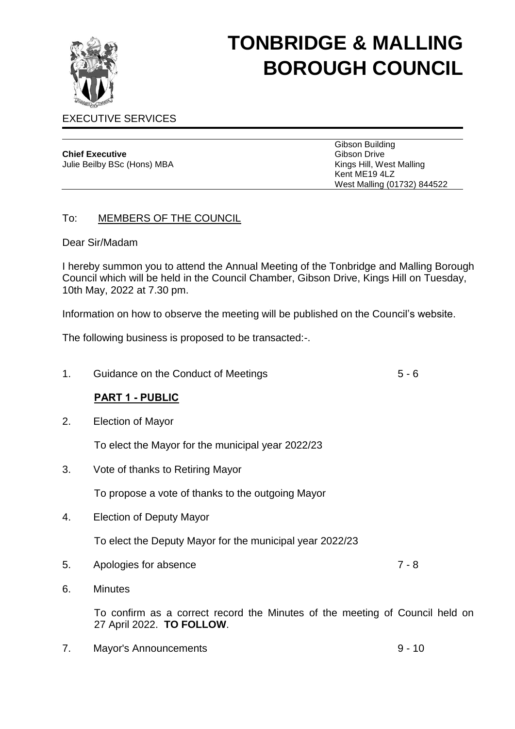# TONBRIDGE & MALLING BOROUGH COUNCIL

EXECUTIVE SERVICES

**Chief Executive**
Julie Beilby BSc (Hons) MBA

Gibson Building
Gibson Drive
Kings Hill, West Malling
Kent ME19 4LZ
West Malling (01732) 844522

To: MEMBERS OF THE COUNCIL

Dear Sir/Madam

I hereby summon you to attend the Annual Meeting of the Tonbridge and Malling Borough Council which will be held in the Council Chamber, Gibson Drive, Kings Hill on Tuesday, 10th May, 2022 at 7.30 pm.

Information on how to observe the meeting will be published on the Council's website.

The following business is proposed to be transacted:-.

1. Guidance on the Conduct of Meetings — 5 - 6

**PART 1 - PUBLIC**

2. Election of Mayor

   To elect the Mayor for the municipal year 2022/23

3. Vote of thanks to Retiring Mayor

   To propose a vote of thanks to the outgoing Mayor

4. Election of Deputy Mayor

   To elect the Deputy Mayor for the municipal year 2022/23

5. Apologies for absence — 7 - 8

6. Minutes

   To confirm as a correct record the Minutes of the meeting of Council held on 27 April 2022. **TO FOLLOW**.

7. Mayor's Announcements — 9 - 10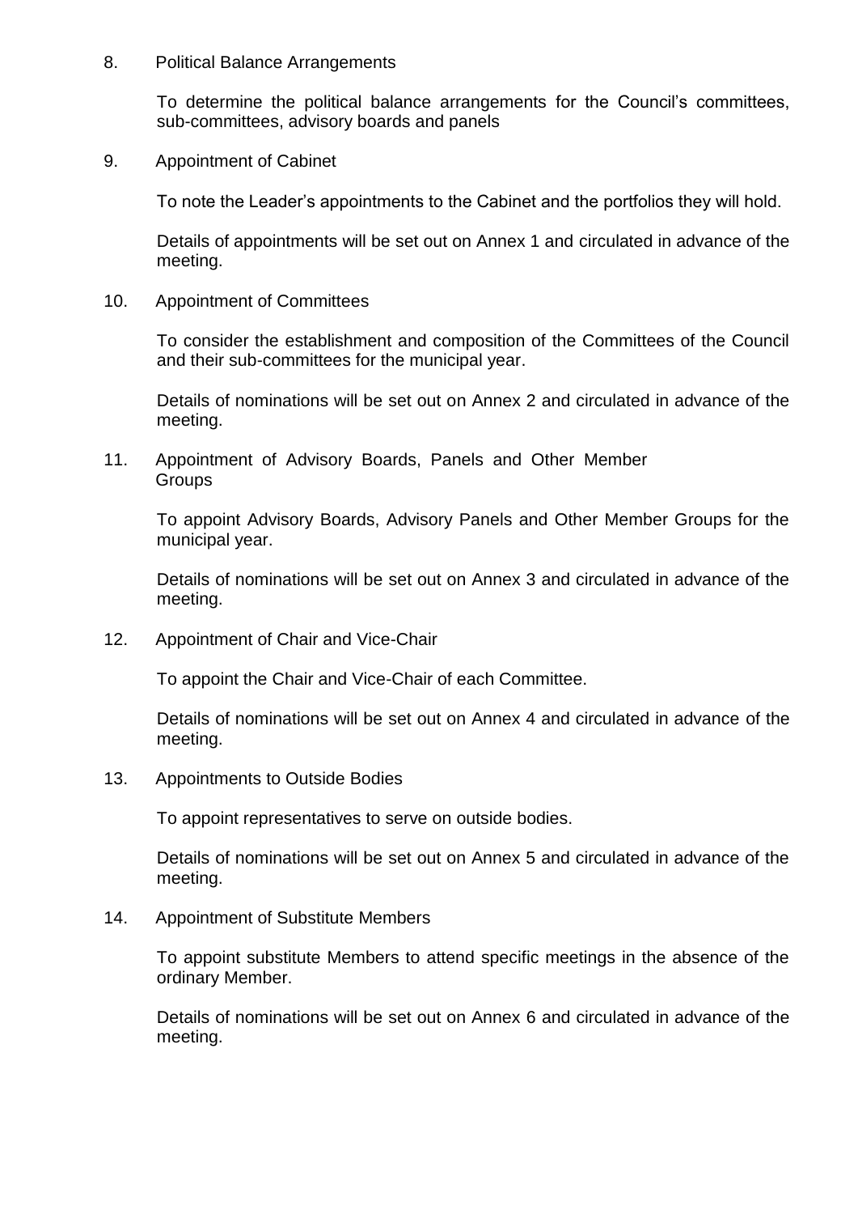8. Political Balance Arrangements

   To determine the political balance arrangements for the Council's committees, sub-committees, advisory boards and panels

9. Appointment of Cabinet

   To note the Leader's appointments to the Cabinet and the portfolios they will hold.

   Details of appointments will be set out on Annex 1 and circulated in advance of the meeting.

10. Appointment of Committees

    To consider the establishment and composition of the Committees of the Council and their sub-committees for the municipal year.

    Details of nominations will be set out on Annex 2 and circulated in advance of the meeting.

11. Appointment of Advisory Boards, Panels and Other Member Groups

    To appoint Advisory Boards, Advisory Panels and Other Member Groups for the municipal year.

    Details of nominations will be set out on Annex 3 and circulated in advance of the meeting.

12. Appointment of Chair and Vice-Chair

    To appoint the Chair and Vice-Chair of each Committee.

    Details of nominations will be set out on Annex 4 and circulated in advance of the meeting.

13. Appointments to Outside Bodies

    To appoint representatives to serve on outside bodies.

    Details of nominations will be set out on Annex 5 and circulated in advance of the meeting.

14. Appointment of Substitute Members

    To appoint substitute Members to attend specific meetings in the absence of the ordinary Member.

    Details of nominations will be set out on Annex 6 and circulated in advance of the meeting.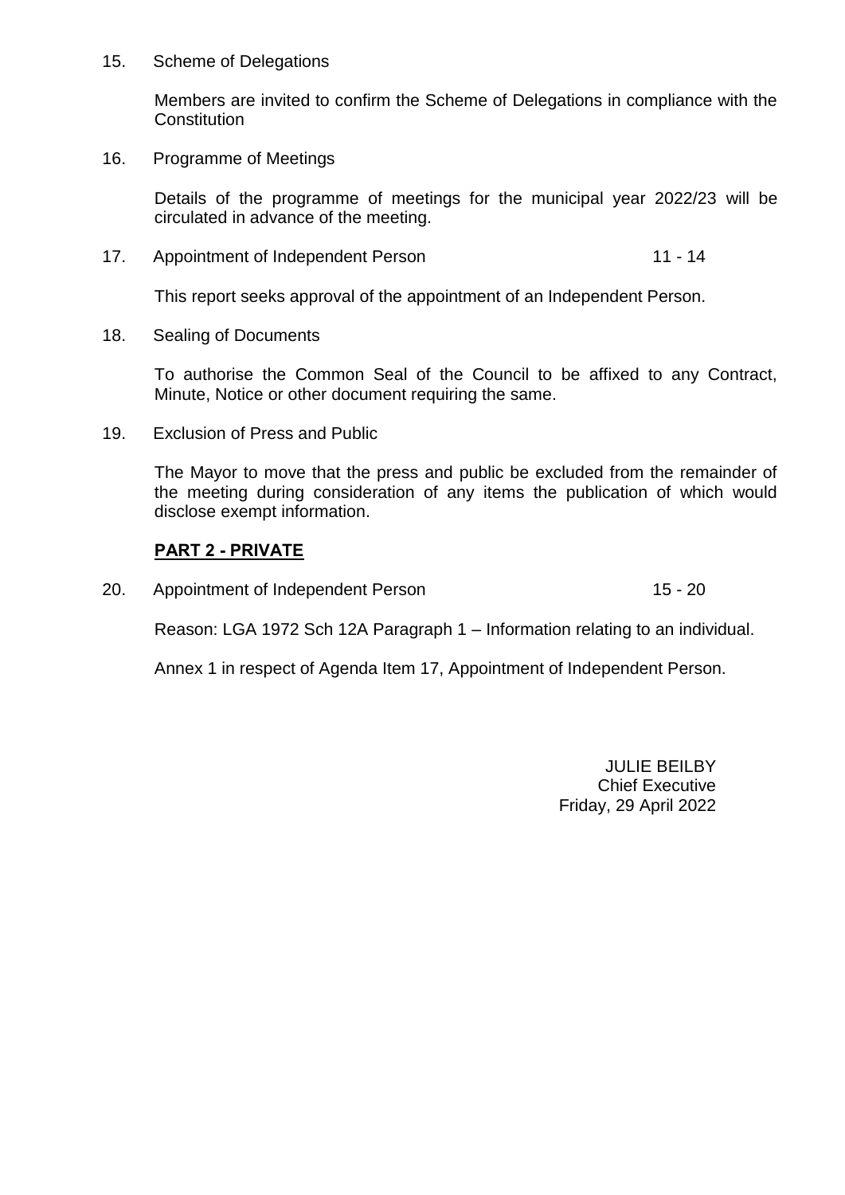15. Scheme of Delegations

    Members are invited to confirm the Scheme of Delegations in compliance with the Constitution

16. Programme of Meetings

    Details of the programme of meetings for the municipal year 2022/23 will be circulated in advance of the meeting.

17. Appointment of Independent Person 11 - 14

    This report seeks approval of the appointment of an Independent Person.

18. Sealing of Documents

    To authorise the Common Seal of the Council to be affixed to any Contract, Minute, Notice or other document requiring the same.

19. Exclusion of Press and Public

    The Mayor to move that the press and public be excluded from the remainder of the meeting during consideration of any items the publication of which would disclose exempt information.

**PART 2 - PRIVATE**

20. Appointment of Independent Person 15 - 20

    Reason: LGA 1972 Sch 12A Paragraph 1 – Information relating to an individual.

    Annex 1 in respect of Agenda Item 17, Appointment of Independent Person.

JULIE BEILBY
Chief Executive
Friday, 29 April 2022